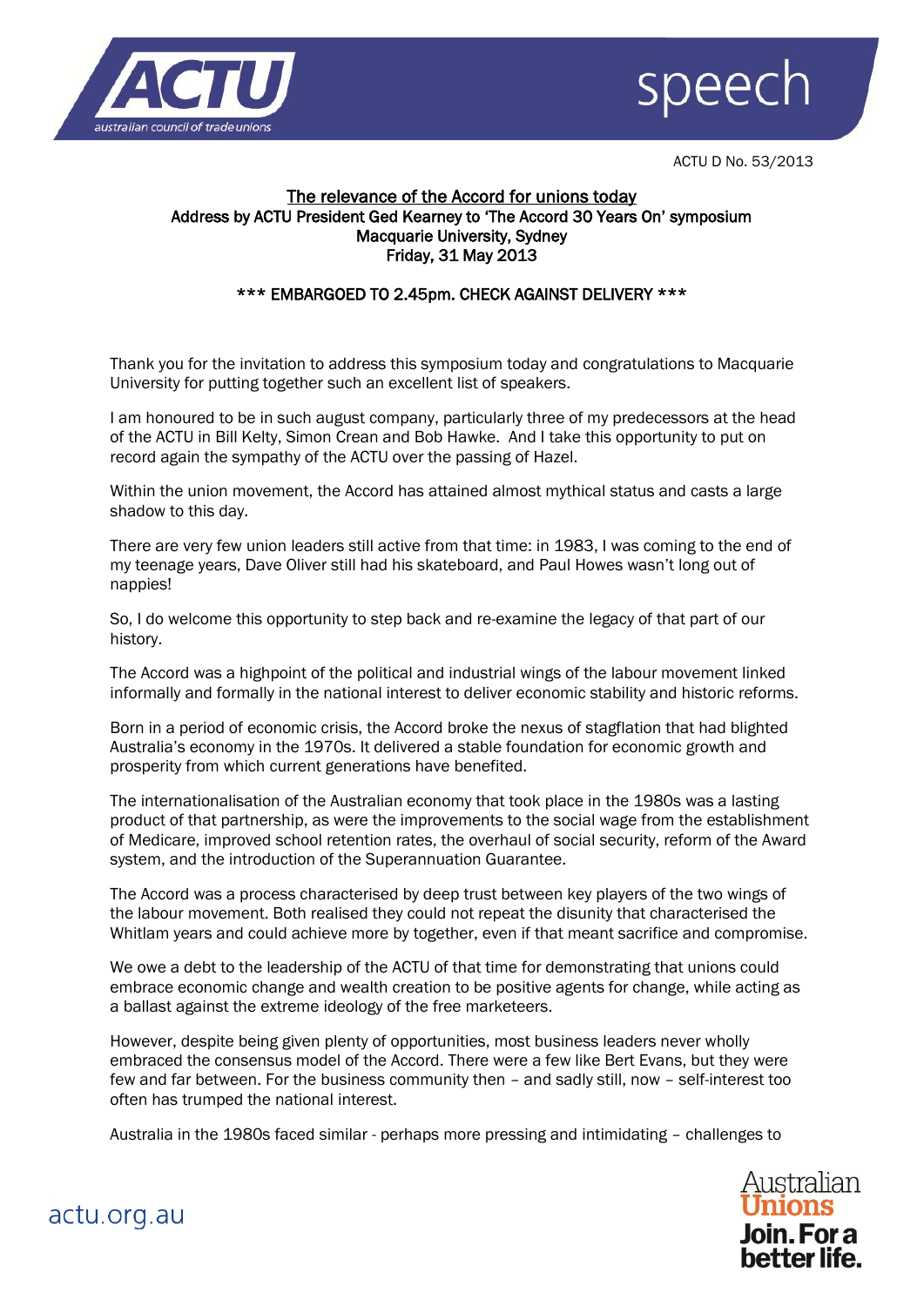ACTU D No. 53/2013

**The relevance of the Accord for unions today**
**Address by ACTU President Ged Kearney to 'The Accord 30 Years On' symposium**
**Macquarie University, Sydney**
**Friday, 31 May 2013**

**\*\*\* EMBARGOED TO 2.45pm. CHECK AGAINST DELIVERY \*\*\***

Thank you for the invitation to address this symposium today and congratulations to Macquarie University for putting together such an excellent list of speakers.

I am honoured to be in such august company, particularly three of my predecessors at the head of the ACTU in Bill Kelty, Simon Crean and Bob Hawke. And I take this opportunity to put on record again the sympathy of the ACTU over the passing of Hazel.

Within the union movement, the Accord has attained almost mythical status and casts a large shadow to this day.

There are very few union leaders still active from that time: in 1983, I was coming to the end of my teenage years, Dave Oliver still had his skateboard, and Paul Howes wasn't long out of nappies!

So, I do welcome this opportunity to step back and re-examine the legacy of that part of our history.

The Accord was a highpoint of the political and industrial wings of the labour movement linked informally and formally in the national interest to deliver economic stability and historic reforms.

Born in a period of economic crisis, the Accord broke the nexus of stagflation that had blighted Australia's economy in the 1970s. It delivered a stable foundation for economic growth and prosperity from which current generations have benefited.

The internationalisation of the Australian economy that took place in the 1980s was a lasting product of that partnership, as were the improvements to the social wage from the establishment of Medicare, improved school retention rates, the overhaul of social security, reform of the Award system, and the introduction of the Superannuation Guarantee.

The Accord was a process characterised by deep trust between key players of the two wings of the labour movement. Both realised they could not repeat the disunity that characterised the Whitlam years and could achieve more by together, even if that meant sacrifice and compromise.

We owe a debt to the leadership of the ACTU of that time for demonstrating that unions could embrace economic change and wealth creation to be positive agents for change, while acting as a ballast against the extreme ideology of the free marketeers.

However, despite being given plenty of opportunities, most business leaders never wholly embraced the consensus model of the Accord. There were a few like Bert Evans, but they were few and far between. For the business community then – and sadly still, now – self-interest too often has trumped the national interest.

Australia in the 1980s faced similar - perhaps more pressing and intimidating – challenges to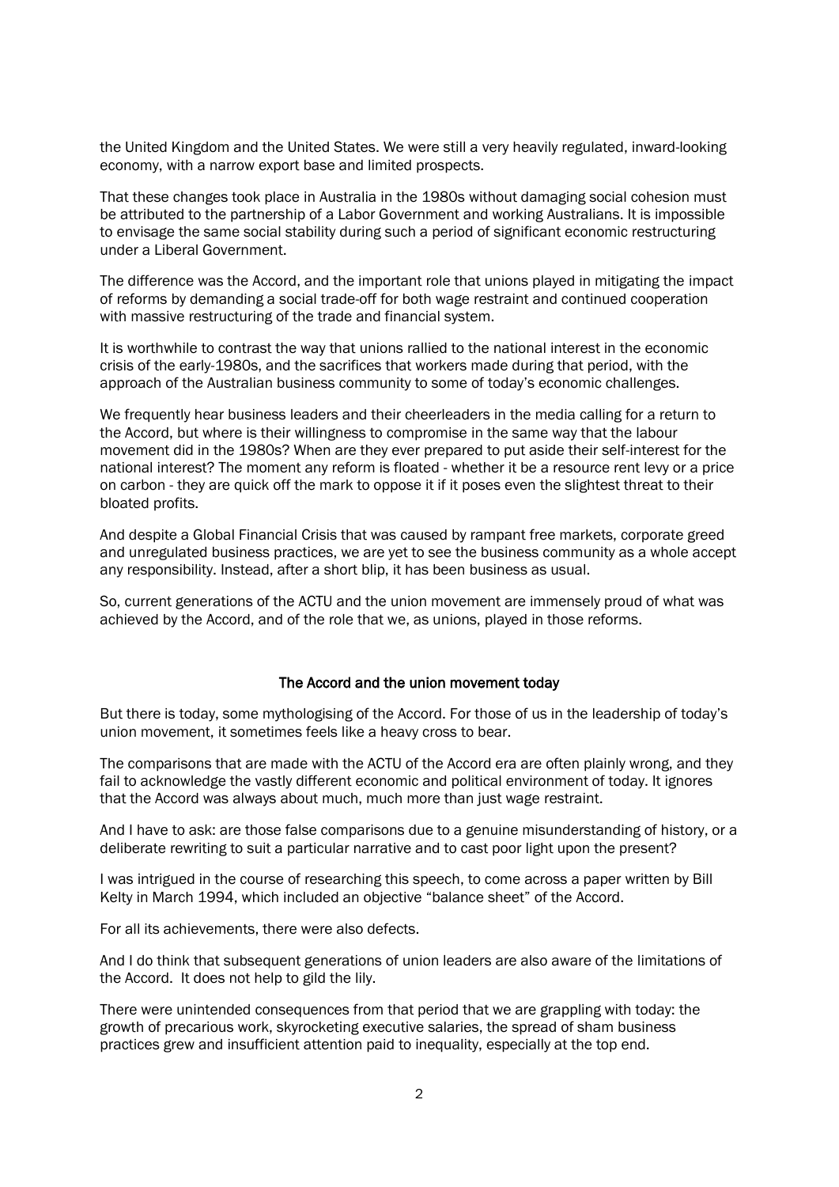the United Kingdom and the United States. We were still a very heavily regulated, inward-looking economy, with a narrow export base and limited prospects.

That these changes took place in Australia in the 1980s without damaging social cohesion must be attributed to the partnership of a Labor Government and working Australians. It is impossible to envisage the same social stability during such a period of significant economic restructuring under a Liberal Government.

The difference was the Accord, and the important role that unions played in mitigating the impact of reforms by demanding a social trade-off for both wage restraint and continued cooperation with massive restructuring of the trade and financial system.

It is worthwhile to contrast the way that unions rallied to the national interest in the economic crisis of the early-1980s, and the sacrifices that workers made during that period, with the approach of the Australian business community to some of today's economic challenges.

We frequently hear business leaders and their cheerleaders in the media calling for a return to the Accord, but where is their willingness to compromise in the same way that the labour movement did in the 1980s? When are they ever prepared to put aside their self-interest for the national interest? The moment any reform is floated - whether it be a resource rent levy or a price on carbon - they are quick off the mark to oppose it if it poses even the slightest threat to their bloated profits.

And despite a Global Financial Crisis that was caused by rampant free markets, corporate greed and unregulated business practices, we are yet to see the business community as a whole accept any responsibility. Instead, after a short blip, it has been business as usual.

So, current generations of the ACTU and the union movement are immensely proud of what was achieved by the Accord, and of the role that we, as unions, played in those reforms.

## The Accord and the union movement today

But there is today, some mythologising of the Accord. For those of us in the leadership of today's union movement, it sometimes feels like a heavy cross to bear.

The comparisons that are made with the ACTU of the Accord era are often plainly wrong, and they fail to acknowledge the vastly different economic and political environment of today. It ignores that the Accord was always about much, much more than just wage restraint.

And I have to ask: are those false comparisons due to a genuine misunderstanding of history, or a deliberate rewriting to suit a particular narrative and to cast poor light upon the present?

I was intrigued in the course of researching this speech, to come across a paper written by Bill Kelty in March 1994, which included an objective "balance sheet" of the Accord.

For all its achievements, there were also defects.

And I do think that subsequent generations of union leaders are also aware of the limitations of the Accord. It does not help to gild the lily.

There were unintended consequences from that period that we are grappling with today: the growth of precarious work, skyrocketing executive salaries, the spread of sham business practices grew and insufficient attention paid to inequality, especially at the top end.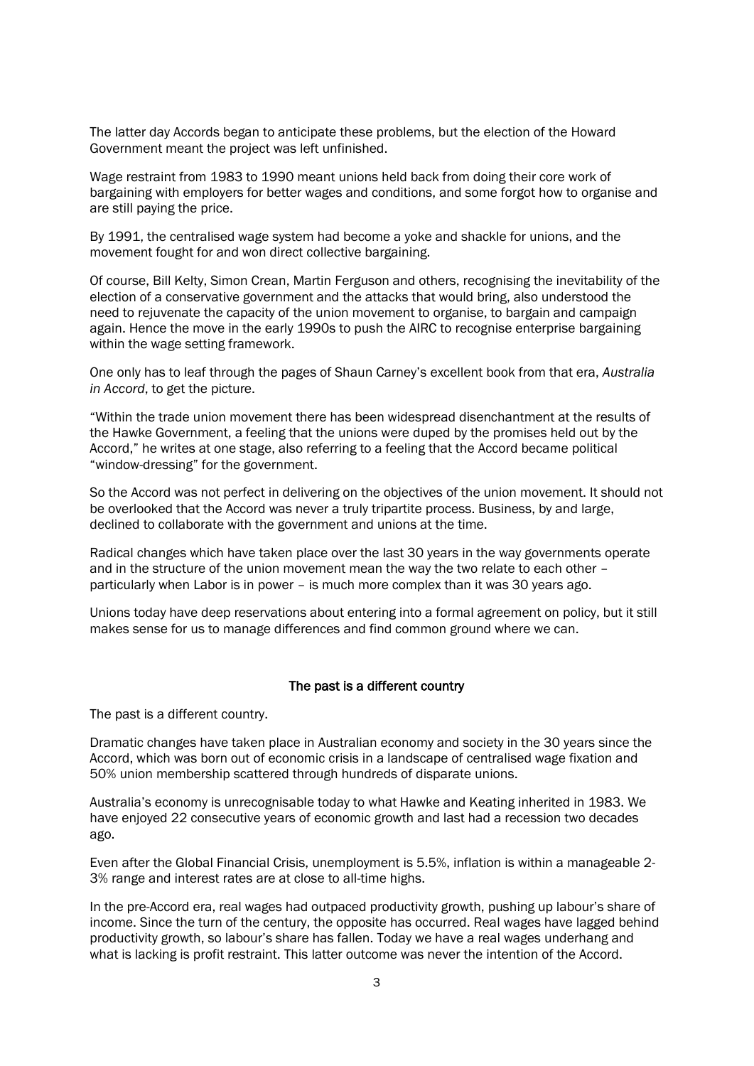The latter day Accords began to anticipate these problems, but the election of the Howard Government meant the project was left unfinished.

Wage restraint from 1983 to 1990 meant unions held back from doing their core work of bargaining with employers for better wages and conditions, and some forgot how to organise and are still paying the price.

By 1991, the centralised wage system had become a yoke and shackle for unions, and the movement fought for and won direct collective bargaining.

Of course, Bill Kelty, Simon Crean, Martin Ferguson and others, recognising the inevitability of the election of a conservative government and the attacks that would bring, also understood the need to rejuvenate the capacity of the union movement to organise, to bargain and campaign again. Hence the move in the early 1990s to push the AIRC to recognise enterprise bargaining within the wage setting framework.

One only has to leaf through the pages of Shaun Carney's excellent book from that era, *Australia in Accord*, to get the picture.

"Within the trade union movement there has been widespread disenchantment at the results of the Hawke Government, a feeling that the unions were duped by the promises held out by the Accord," he writes at one stage, also referring to a feeling that the Accord became political "window-dressing" for the government.

So the Accord was not perfect in delivering on the objectives of the union movement. It should not be overlooked that the Accord was never a truly tripartite process. Business, by and large, declined to collaborate with the government and unions at the time.

Radical changes which have taken place over the last 30 years in the way governments operate and in the structure of the union movement mean the way the two relate to each other – particularly when Labor is in power – is much more complex than it was 30 years ago.

Unions today have deep reservations about entering into a formal agreement on policy, but it still makes sense for us to manage differences and find common ground where we can.

## The past is a different country

The past is a different country.

Dramatic changes have taken place in Australian economy and society in the 30 years since the Accord, which was born out of economic crisis in a landscape of centralised wage fixation and 50% union membership scattered through hundreds of disparate unions.

Australia's economy is unrecognisable today to what Hawke and Keating inherited in 1983. We have enjoyed 22 consecutive years of economic growth and last had a recession two decades ago.

Even after the Global Financial Crisis, unemployment is 5.5%, inflation is within a manageable 2-3% range and interest rates are at close to all-time highs.

In the pre-Accord era, real wages had outpaced productivity growth, pushing up labour's share of income. Since the turn of the century, the opposite has occurred. Real wages have lagged behind productivity growth, so labour's share has fallen. Today we have a real wages underhang and what is lacking is profit restraint. This latter outcome was never the intention of the Accord.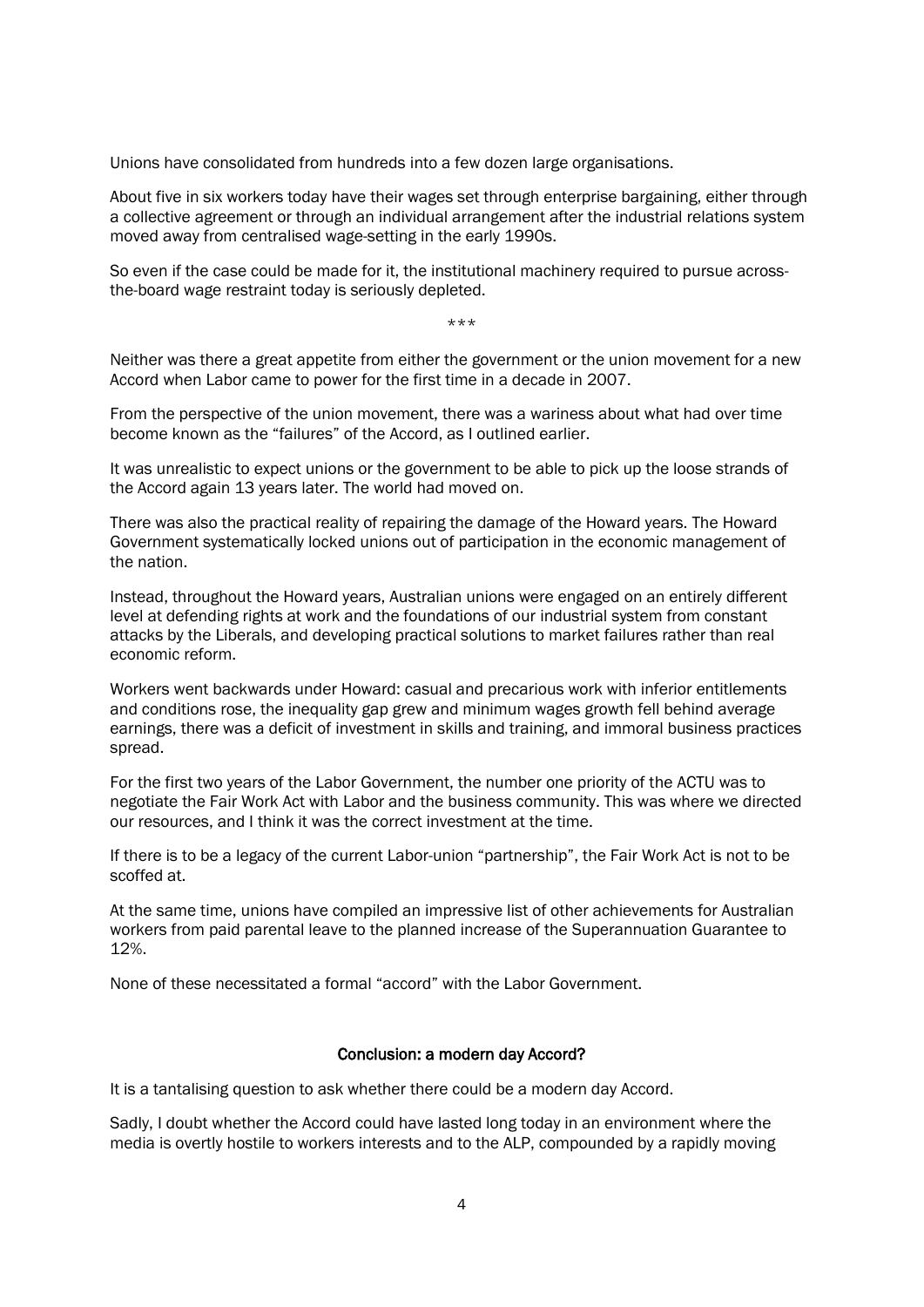Unions have consolidated from hundreds into a few dozen large organisations.

About five in six workers today have their wages set through enterprise bargaining, either through a collective agreement or through an individual arrangement after the industrial relations system moved away from centralised wage-setting in the early 1990s.

So even if the case could be made for it, the institutional machinery required to pursue across-the-board wage restraint today is seriously depleted.

***

Neither was there a great appetite from either the government or the union movement for a new Accord when Labor came to power for the first time in a decade in 2007.

From the perspective of the union movement, there was a wariness about what had over time become known as the "failures" of the Accord, as I outlined earlier.

It was unrealistic to expect unions or the government to be able to pick up the loose strands of the Accord again 13 years later. The world had moved on.

There was also the practical reality of repairing the damage of the Howard years. The Howard Government systematically locked unions out of participation in the economic management of the nation.

Instead, throughout the Howard years, Australian unions were engaged on an entirely different level at defending rights at work and the foundations of our industrial system from constant attacks by the Liberals, and developing practical solutions to market failures rather than real economic reform.

Workers went backwards under Howard: casual and precarious work with inferior entitlements and conditions rose, the inequality gap grew and minimum wages growth fell behind average earnings, there was a deficit of investment in skills and training, and immoral business practices spread.

For the first two years of the Labor Government, the number one priority of the ACTU was to negotiate the Fair Work Act with Labor and the business community. This was where we directed our resources, and I think it was the correct investment at the time.

If there is to be a legacy of the current Labor-union "partnership", the Fair Work Act is not to be scoffed at.

At the same time, unions have compiled an impressive list of other achievements for Australian workers from paid parental leave to the planned increase of the Superannuation Guarantee to 12%.

None of these necessitated a formal "accord" with the Labor Government.

## Conclusion: a modern day Accord?

It is a tantalising question to ask whether there could be a modern day Accord.

Sadly, I doubt whether the Accord could have lasted long today in an environment where the media is overtly hostile to workers interests and to the ALP, compounded by a rapidly moving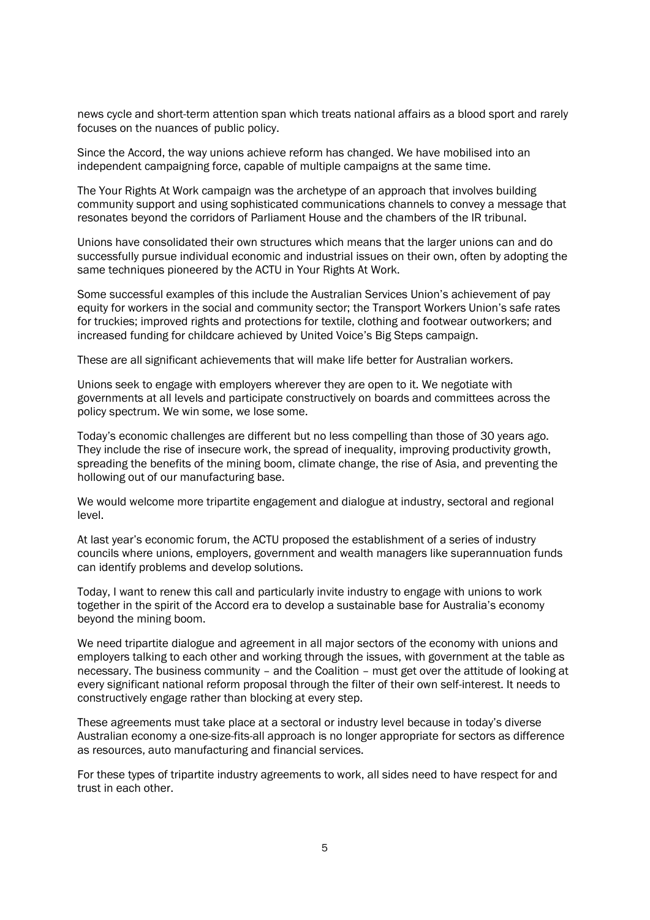news cycle and short-term attention span which treats national affairs as a blood sport and rarely focuses on the nuances of public policy.

Since the Accord, the way unions achieve reform has changed. We have mobilised into an independent campaigning force, capable of multiple campaigns at the same time.

The Your Rights At Work campaign was the archetype of an approach that involves building community support and using sophisticated communications channels to convey a message that resonates beyond the corridors of Parliament House and the chambers of the IR tribunal.

Unions have consolidated their own structures which means that the larger unions can and do successfully pursue individual economic and industrial issues on their own, often by adopting the same techniques pioneered by the ACTU in Your Rights At Work.

Some successful examples of this include the Australian Services Union's achievement of pay equity for workers in the social and community sector; the Transport Workers Union's safe rates for truckies; improved rights and protections for textile, clothing and footwear outworkers; and increased funding for childcare achieved by United Voice's Big Steps campaign.

These are all significant achievements that will make life better for Australian workers.

Unions seek to engage with employers wherever they are open to it. We negotiate with governments at all levels and participate constructively on boards and committees across the policy spectrum. We win some, we lose some.

Today's economic challenges are different but no less compelling than those of 30 years ago. They include the rise of insecure work, the spread of inequality, improving productivity growth, spreading the benefits of the mining boom, climate change, the rise of Asia, and preventing the hollowing out of our manufacturing base.

We would welcome more tripartite engagement and dialogue at industry, sectoral and regional level.

At last year's economic forum, the ACTU proposed the establishment of a series of industry councils where unions, employers, government and wealth managers like superannuation funds can identify problems and develop solutions.

Today, I want to renew this call and particularly invite industry to engage with unions to work together in the spirit of the Accord era to develop a sustainable base for Australia's economy beyond the mining boom.

We need tripartite dialogue and agreement in all major sectors of the economy with unions and employers talking to each other and working through the issues, with government at the table as necessary. The business community – and the Coalition – must get over the attitude of looking at every significant national reform proposal through the filter of their own self-interest. It needs to constructively engage rather than blocking at every step.

These agreements must take place at a sectoral or industry level because in today's diverse Australian economy a one-size-fits-all approach is no longer appropriate for sectors as difference as resources, auto manufacturing and financial services.

For these types of tripartite industry agreements to work, all sides need to have respect for and trust in each other.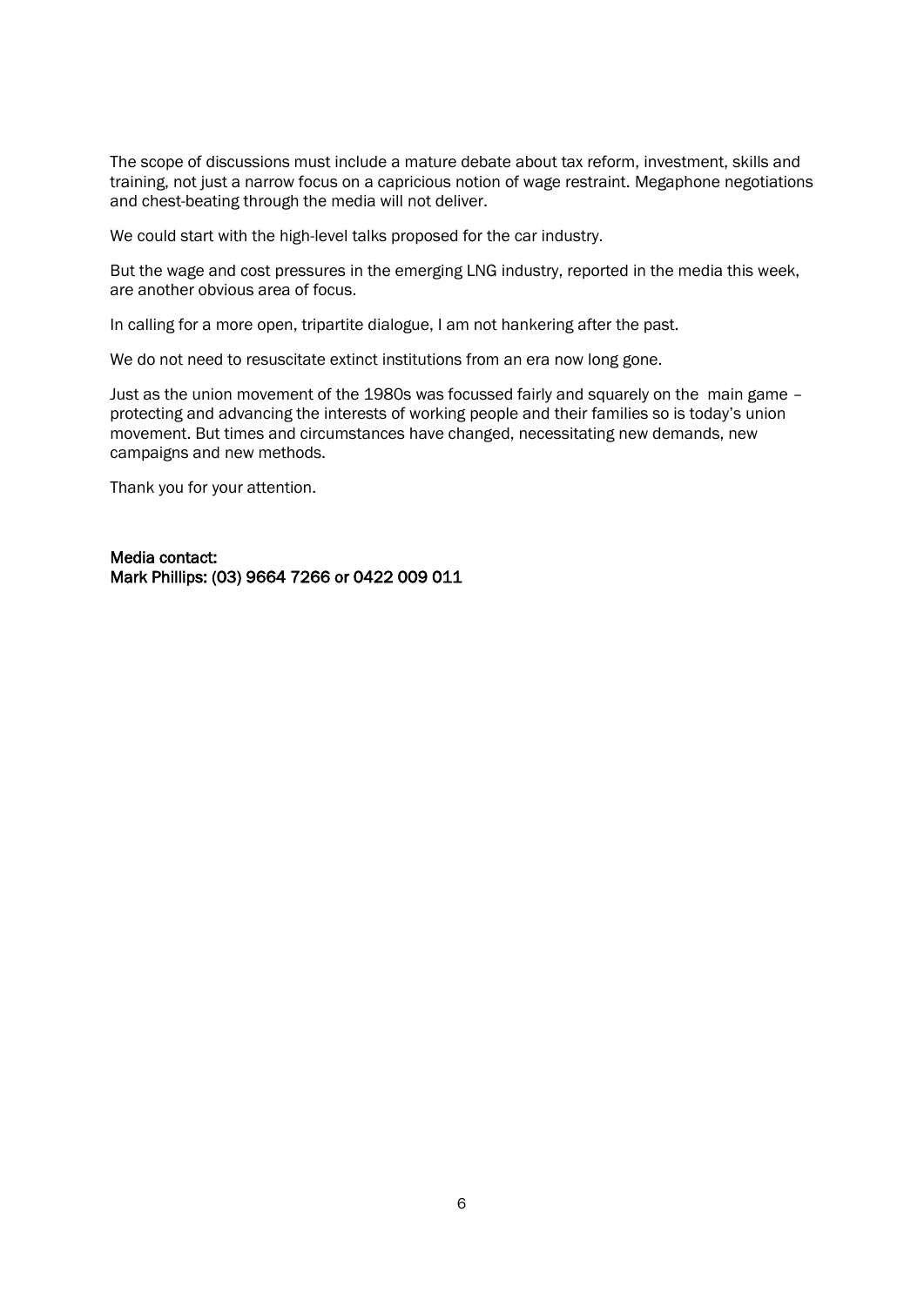The scope of discussions must include a mature debate about tax reform, investment, skills and training, not just a narrow focus on a capricious notion of wage restraint. Megaphone negotiations and chest-beating through the media will not deliver.

We could start with the high-level talks proposed for the car industry.

But the wage and cost pressures in the emerging LNG industry, reported in the media this week, are another obvious area of focus.

In calling for a more open, tripartite dialogue, I am not hankering after the past.

We do not need to resuscitate extinct institutions from an era now long gone.

Just as the union movement of the 1980s was focussed fairly and squarely on the main game – protecting and advancing the interests of working people and their families so is today's union movement. But times and circumstances have changed, necessitating new demands, new campaigns and new methods.

Thank you for your attention.

**Media contact:**
**Mark Phillips: (03) 9664 7266 or 0422 009 011**